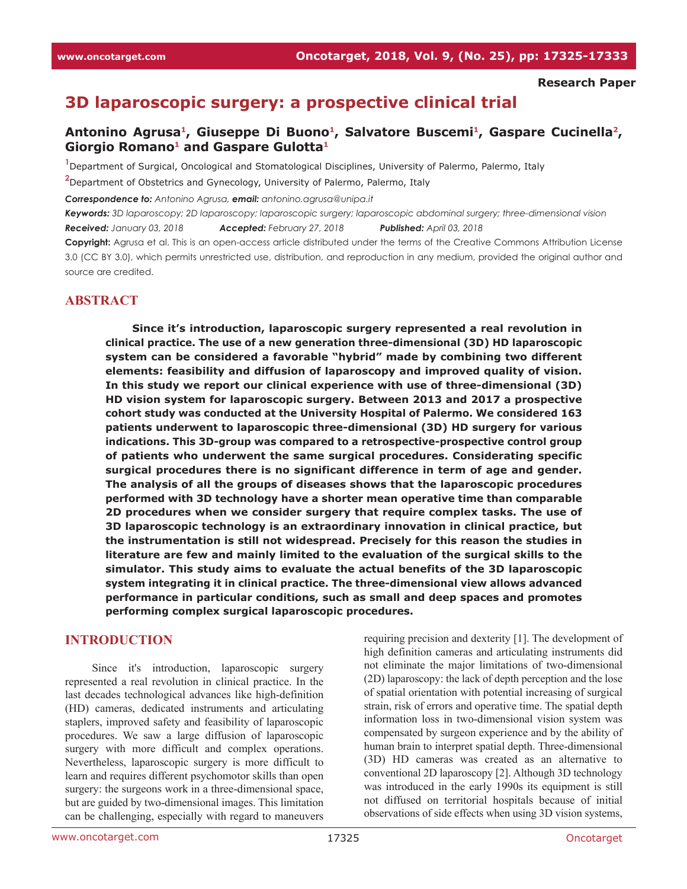Research Paper

# 3D laparoscopic surgery: a prospective clinical trial

**Antonino Agrusa[1], Giuseppe Di Buono[1], Salvatore Buscemi[1], Gaspare Cucinella[2], Giorgio Romano[1] and Gaspare Gulotta[1]**

[1]Department of Surgical, Oncological and Stomatological Disciplines, University of Palermo, Palermo, Italy

[2]Department of Obstetrics and Gynecology, University of Palermo, Palermo, Italy

***Correspondence to:*** *Antonino Agrusa,* ***email:*** *antonino.agrusa@unipa.it*

***Keywords:*** *3D laparoscopy; 2D laparoscopy; laparoscopic surgery; laparoscopic abdominal surgery; three-dimensional vision*

***Received:*** *January 03, 2018* ***Accepted:*** *February 27, 2018* ***Published:*** *April 03, 2018*

**Copyright:** Agrusa et al. This is an open-access article distributed under the terms of the Creative Commons Attribution License 3.0 (CC BY 3.0), which permits unrestricted use, distribution, and reproduction in any medium, provided the original author and source are credited.

## ABSTRACT

**Since it's introduction, laparoscopic surgery represented a real revolution in clinical practice. The use of a new generation three-dimensional (3D) HD laparoscopic system can be considered a favorable "hybrid" made by combining two different elements: feasibility and diffusion of laparoscopy and improved quality of vision. In this study we report our clinical experience with use of three-dimensional (3D) HD vision system for laparoscopic surgery. Between 2013 and 2017 a prospective cohort study was conducted at the University Hospital of Palermo. We considered 163 patients underwent to laparoscopic three-dimensional (3D) HD surgery for various indications. This 3D-group was compared to a retrospective-prospective control group of patients who underwent the same surgical procedures. Considerating specific surgical procedures there is no significant difference in term of age and gender. The analysis of all the groups of diseases shows that the laparoscopic procedures performed with 3D technology have a shorter mean operative time than comparable 2D procedures when we consider surgery that require complex tasks. The use of 3D laparoscopic technology is an extraordinary innovation in clinical practice, but the instrumentation is still not widespread. Precisely for this reason the studies in literature are few and mainly limited to the evaluation of the surgical skills to the simulator. This study aims to evaluate the actual benefits of the 3D laparoscopic system integrating it in clinical practice. The three-dimensional view allows advanced performance in particular conditions, such as small and deep spaces and promotes performing complex surgical laparoscopic procedures.**

## INTRODUCTION

Since it's introduction, laparoscopic surgery represented a real revolution in clinical practice. In the last decades technological advances like high-definition (HD) cameras, dedicated instruments and articulating staplers, improved safety and feasibility of laparoscopic procedures. We saw a large diffusion of laparoscopic surgery with more difficult and complex operations. Nevertheless, laparoscopic surgery is more difficult to learn and requires different psychomotor skills than open surgery: the surgeons work in a three-dimensional space, but are guided by two-dimensional images. This limitation can be challenging, especially with regard to maneuvers requiring precision and dexterity [1]. The development of high definition cameras and articulating instruments did not eliminate the major limitations of two-dimensional (2D) laparoscopy: the lack of depth perception and the lose of spatial orientation with potential increasing of surgical strain, risk of errors and operative time. The spatial depth information loss in two-dimensional vision system was compensated by surgeon experience and by the ability of human brain to interpret spatial depth. Three-dimensional (3D) HD cameras was created as an alternative to conventional 2D laparoscopy [2]. Although 3D technology was introduced in the early 1990s its equipment is still not diffused on territorial hospitals because of initial observations of side effects when using 3D vision systems,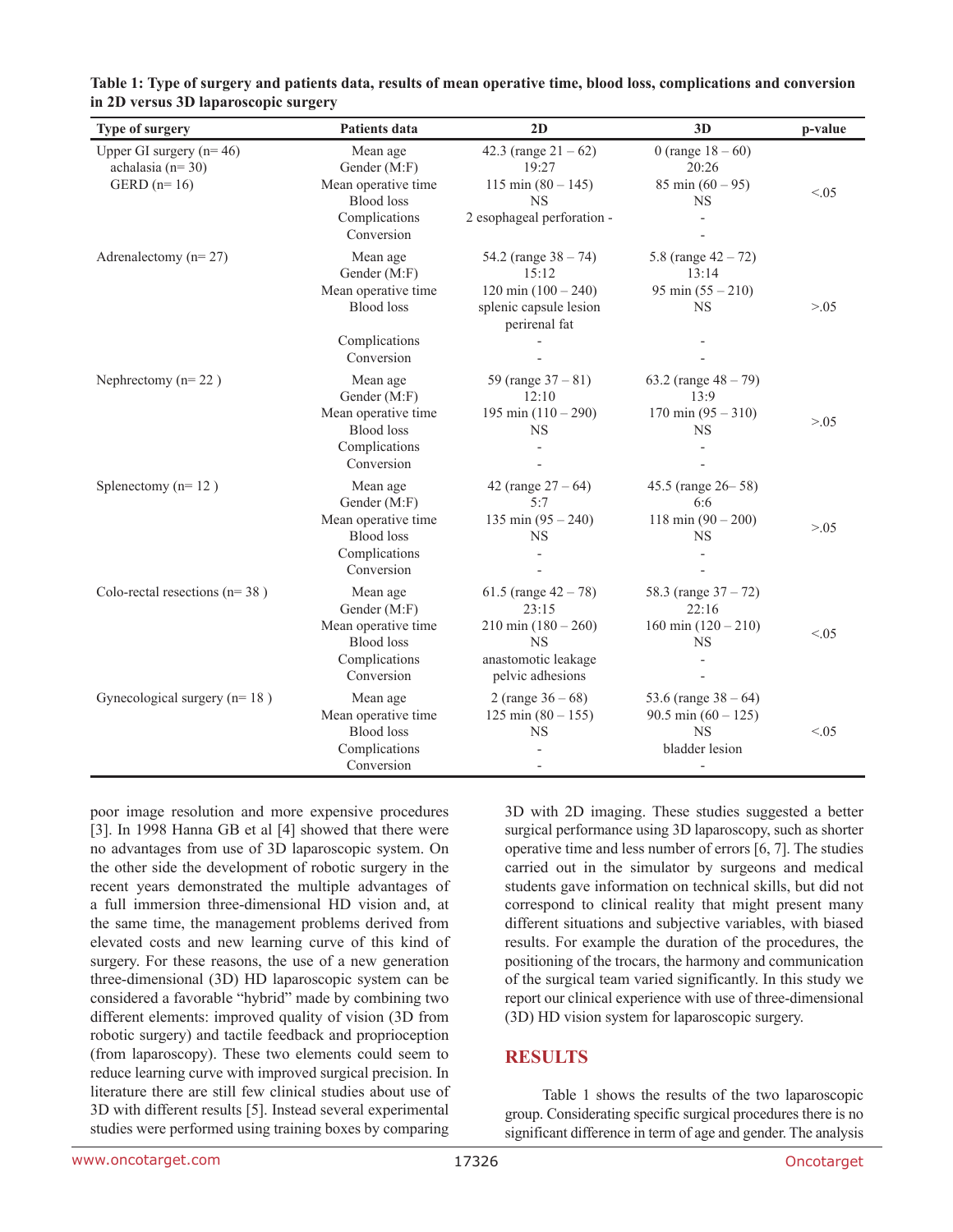**Table 1: Type of surgery and patients data, results of mean operative time, blood loss, complications and conversion in 2D versus 3D laparoscopic surgery**

| Type of surgery | Patients data | 2D | 3D | p-value |
|---|---|---|---|---|
| Upper GI surgery (n= 46)<br>achalasia (n= 30)<br>GERD (n= 16) | Mean age<br>Gender (M:F)<br>Mean operative time<br>Blood loss<br>Complications<br>Conversion | 42.3 (range 21 – 62)<br>19:27<br>115 min (80 – 145)<br>NS<br>2 esophageal perforation - | 0 (range 18 – 60)<br>20:26<br>85 min (60 – 95)<br>NS<br>-<br>- | <.05 |
| Adrenalectomy (n= 27) | Mean age<br>Gender (M:F)<br>Mean operative time<br>Blood loss<br>Complications<br>Conversion | 54.2 (range 38 – 74)<br>15:12<br>120 min (100 – 240)<br>splenic capsule lesion perirenal fat<br>-<br>- | 5.8 (range 42 – 72)<br>13:14<br>95 min (55 – 210)<br>NS<br>-<br>- | >.05 |
| Nephrectomy (n= 22 ) | Mean age<br>Gender (M:F)<br>Mean operative time<br>Blood loss<br>Complications<br>Conversion | 59 (range 37 – 81)<br>12:10<br>195 min (110 – 290)<br>NS<br>-<br>- | 63.2 (range 48 – 79)<br>13:9<br>170 min (95 – 310)<br>NS<br>-<br>- | >.05 |
| Splenectomy (n= 12 ) | Mean age<br>Gender (M:F)<br>Mean operative time<br>Blood loss<br>Complications<br>Conversion | 42 (range 27 – 64)<br>5:7<br>135 min (95 – 240)<br>NS<br>-<br>- | 45.5 (range 26– 58)<br>6:6<br>118 min (90 – 200)<br>NS<br>-<br>- | >.05 |
| Colo-rectal resections (n= 38 ) | Mean age<br>Gender (M:F)<br>Mean operative time<br>Blood loss<br>Complications<br>Conversion | 61.5 (range 42 – 78)<br>23:15<br>210 min (180 – 260)<br>NS<br>anastomotic leakage<br>pelvic adhesions | 58.3 (range 37 – 72)<br>22:16<br>160 min (120 – 210)<br>NS<br>-<br>- | <.05 |
| Gynecological surgery (n= 18 ) | Mean age<br>Mean operative time<br>Blood loss<br>Complications<br>Conversion | 2 (range 36 – 68)<br>125 min (80 – 155)<br>NS<br>-<br>- | 53.6 (range 38 – 64)<br>90.5 min (60 – 125)<br>NS<br>bladder lesion<br>- | <.05 |

poor image resolution and more expensive procedures [3]. In 1998 Hanna GB et al [4] showed that there were no advantages from use of 3D laparoscopic system. On the other side the development of robotic surgery in the recent years demonstrated the multiple advantages of a full immersion three-dimensional HD vision and, at the same time, the management problems derived from elevated costs and new learning curve of this kind of surgery. For these reasons, the use of a new generation three-dimensional (3D) HD laparoscopic system can be considered a favorable "hybrid" made by combining two different elements: improved quality of vision (3D from robotic surgery) and tactile feedback and proprioception (from laparoscopy). These two elements could seem to reduce learning curve with improved surgical precision. In literature there are still few clinical studies about use of 3D with different results [5]. Instead several experimental studies were performed using training boxes by comparing 3D with 2D imaging. These studies suggested a better surgical performance using 3D laparoscopy, such as shorter operative time and less number of errors [6, 7]. The studies carried out in the simulator by surgeons and medical students gave information on technical skills, but did not correspond to clinical reality that might present many different situations and subjective variables, with biased results. For example the duration of the procedures, the positioning of the trocars, the harmony and communication of the surgical team varied significantly. In this study we report our clinical experience with use of three-dimensional (3D) HD vision system for laparoscopic surgery.

## RESULTS

Table 1 shows the results of the two laparoscopic group. Considerating specific surgical procedures there is no significant difference in term of age and gender. The analysis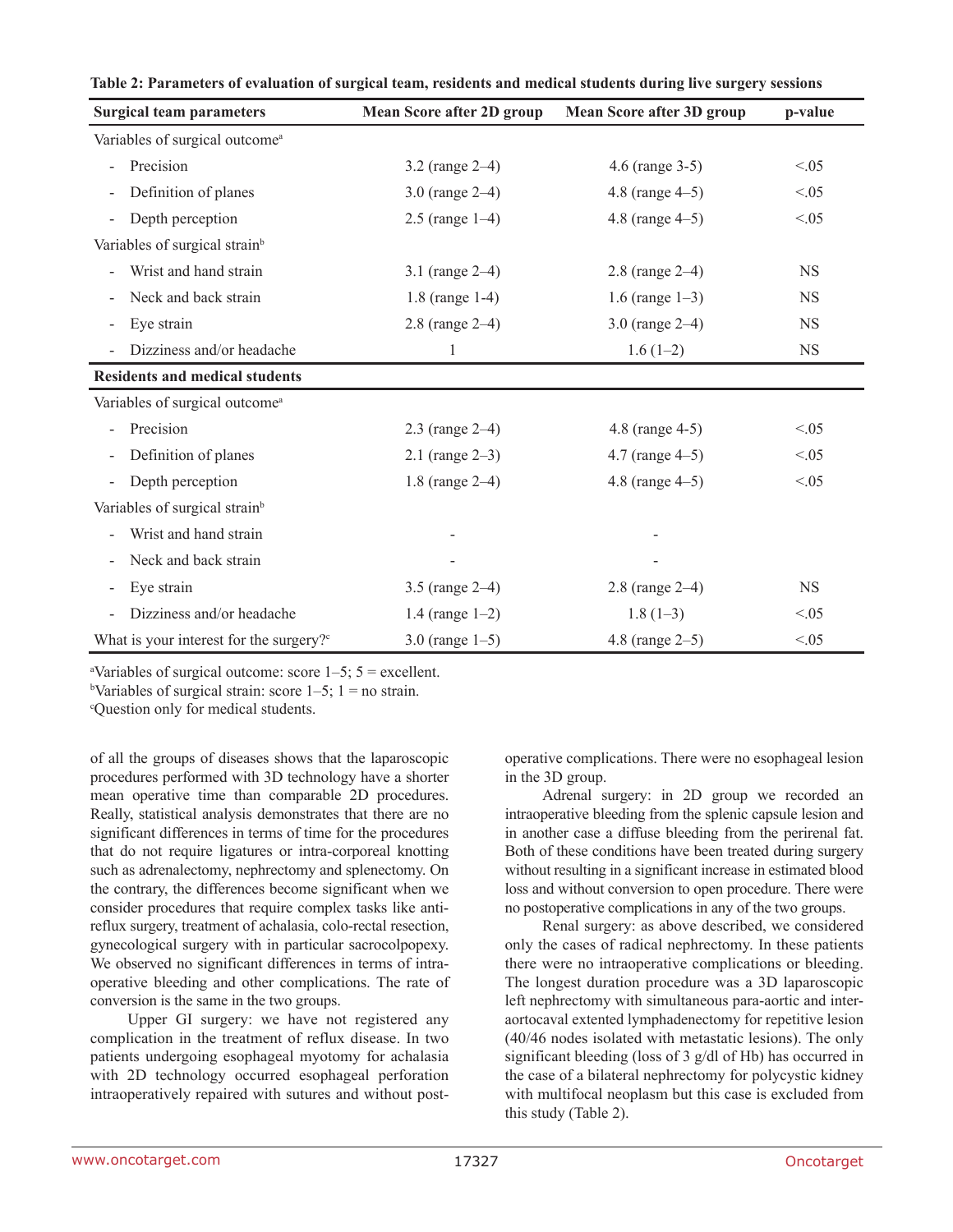**Table 2: Parameters of evaluation of surgical team, residents and medical students during live surgery sessions**

| Surgical team parameters | Mean Score after 2D group | Mean Score after 3D group | p-value |
|---|---|---|---|
| Variables of surgical outcome[a] | | | |
| - Precision | 3.2 (range 2–4) | 4.6 (range 3-5) | <.05 |
| - Definition of planes | 3.0 (range 2–4) | 4.8 (range 4–5) | <.05 |
| - Depth perception | 2.5 (range 1–4) | 4.8 (range 4–5) | <.05 |
| Variables of surgical strain[b] | | | |
| - Wrist and hand strain | 3.1 (range 2–4) | 2.8 (range 2–4) | NS |
| - Neck and back strain | 1.8 (range 1-4) | 1.6 (range 1–3) | NS |
| - Eye strain | 2.8 (range 2–4) | 3.0 (range 2–4) | NS |
| - Dizziness and/or headache | 1 | 1.6 (1–2) | NS |
| **Residents and medical students** | | | |
| Variables of surgical outcome[a] | | | |
| - Precision | 2.3 (range 2–4) | 4.8 (range 4-5) | <.05 |
| - Definition of planes | 2.1 (range 2–3) | 4.7 (range 4–5) | <.05 |
| - Depth perception | 1.8 (range 2–4) | 4.8 (range 4–5) | <.05 |
| Variables of surgical strain[b] | | | |
| - Wrist and hand strain | - | - | |
| - Neck and back strain | - | - | |
| - Eye strain | 3.5 (range 2–4) | 2.8 (range 2–4) | NS |
| - Dizziness and/or headache | 1.4 (range 1–2) | 1.8 (1–3) | <.05 |
| What is your interest for the surgery?[c] | 3.0 (range 1–5) | 4.8 (range 2–5) | <.05 |

[a]Variables of surgical outcome: score 1–5; 5 = excellent.
[b]Variables of surgical strain: score 1–5; 1 = no strain.
[c]Question only for medical students.

of all the groups of diseases shows that the laparoscopic procedures performed with 3D technology have a shorter mean operative time than comparable 2D procedures. Really, statistical analysis demonstrates that there are no significant differences in terms of time for the procedures that do not require ligatures or intra-corporeal knotting such as adrenalectomy, nephrectomy and splenectomy. On the contrary, the differences become significant when we consider procedures that require complex tasks like anti-reflux surgery, treatment of achalasia, colo-rectal resection, gynecological surgery with in particular sacrocolpopexy. We observed no significant differences in terms of intra-operative bleeding and other complications. The rate of conversion is the same in the two groups.

Upper GI surgery: we have not registered any complication in the treatment of reflux disease. In two patients undergoing esophageal myotomy for achalasia with 2D technology occurred esophageal perforation intraoperatively repaired with sutures and without post-operative complications. There were no esophageal lesion in the 3D group.

Adrenal surgery: in 2D group we recorded an intraoperative bleeding from the splenic capsule lesion and in another case a diffuse bleeding from the perirenal fat. Both of these conditions have been treated during surgery without resulting in a significant increase in estimated blood loss and without conversion to open procedure. There were no postoperative complications in any of the two groups.

Renal surgery: as above described, we considered only the cases of radical nephrectomy. In these patients there were no intraoperative complications or bleeding. The longest duration procedure was a 3D laparoscopic left nephrectomy with simultaneous para-aortic and inter-aortocaval extented lymphadenectomy for repetitive lesion (40/46 nodes isolated with metastatic lesions). The only significant bleeding (loss of 3 g/dl of Hb) has occurred in the case of a bilateral nephrectomy for polycystic kidney with multifocal neoplasm but this case is excluded from this study (Table 2).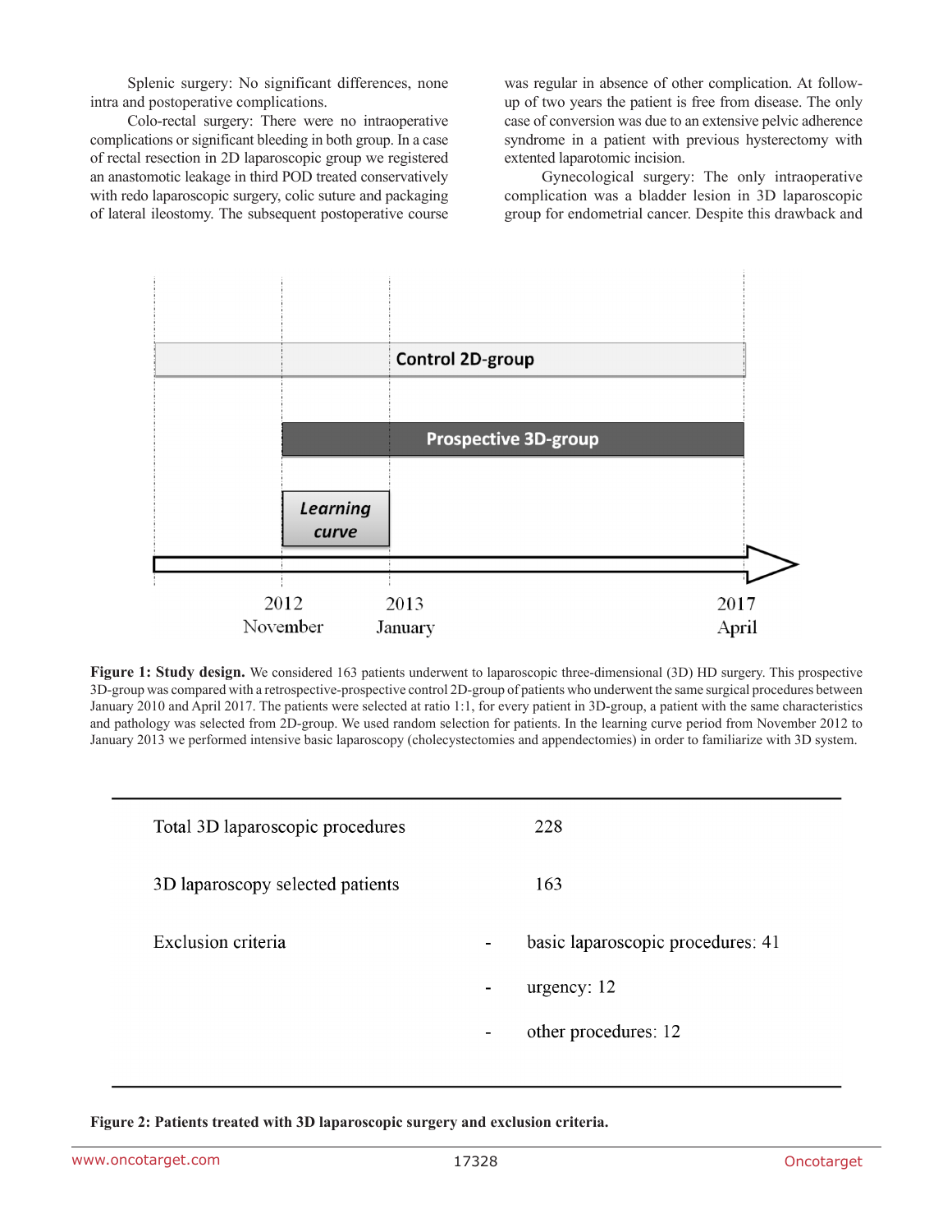Splenic surgery: No significant differences, none intra and postoperative complications.

Colo-rectal surgery: There were no intraoperative complications or significant bleeding in both group. In a case of rectal resection in 2D laparoscopic group we registered an anastomotic leakage in third POD treated conservatively with redo laparoscopic surgery, colic suture and packaging of lateral ileostomy. The subsequent postoperative course was regular in absence of other complication. At follow-up of two years the patient is free from disease. The only case of conversion was due to an extensive pelvic adherence syndrome in a patient with previous hysterectomy with extented laparotomic incision.

Gynecological surgery: The only intraoperative complication was a bladder lesion in 3D laparoscopic group for endometrial cancer. Despite this drawback and

**Figure 1: Study design.** We considered 163 patients underwent to laparoscopic three-dimensional (3D) HD surgery. This prospective 3D-group was compared with a retrospective-prospective control 2D-group of patients who underwent the same surgical procedures between January 2010 and April 2017. The patients were selected at ratio 1:1, for every patient in 3D-group, a patient with the same characteristics and pathology was selected from 2D-group. We used random selection for patients. In the learning curve period from November 2012 to January 2013 we performed intensive basic laparoscopy (cholecystectomies and appendectomies) in order to familiarize with 3D system.

| | | |
|---|---|---|
| Total 3D laparoscopic procedures | | 228 |
| 3D laparoscopy selected patients | | 163 |
| Exclusion criteria | - | basic laparoscopic procedures: 41 |
| | - | urgency: 12 |
| | - | other procedures: 12 |

**Figure 2: Patients treated with 3D laparoscopic surgery and exclusion criteria.**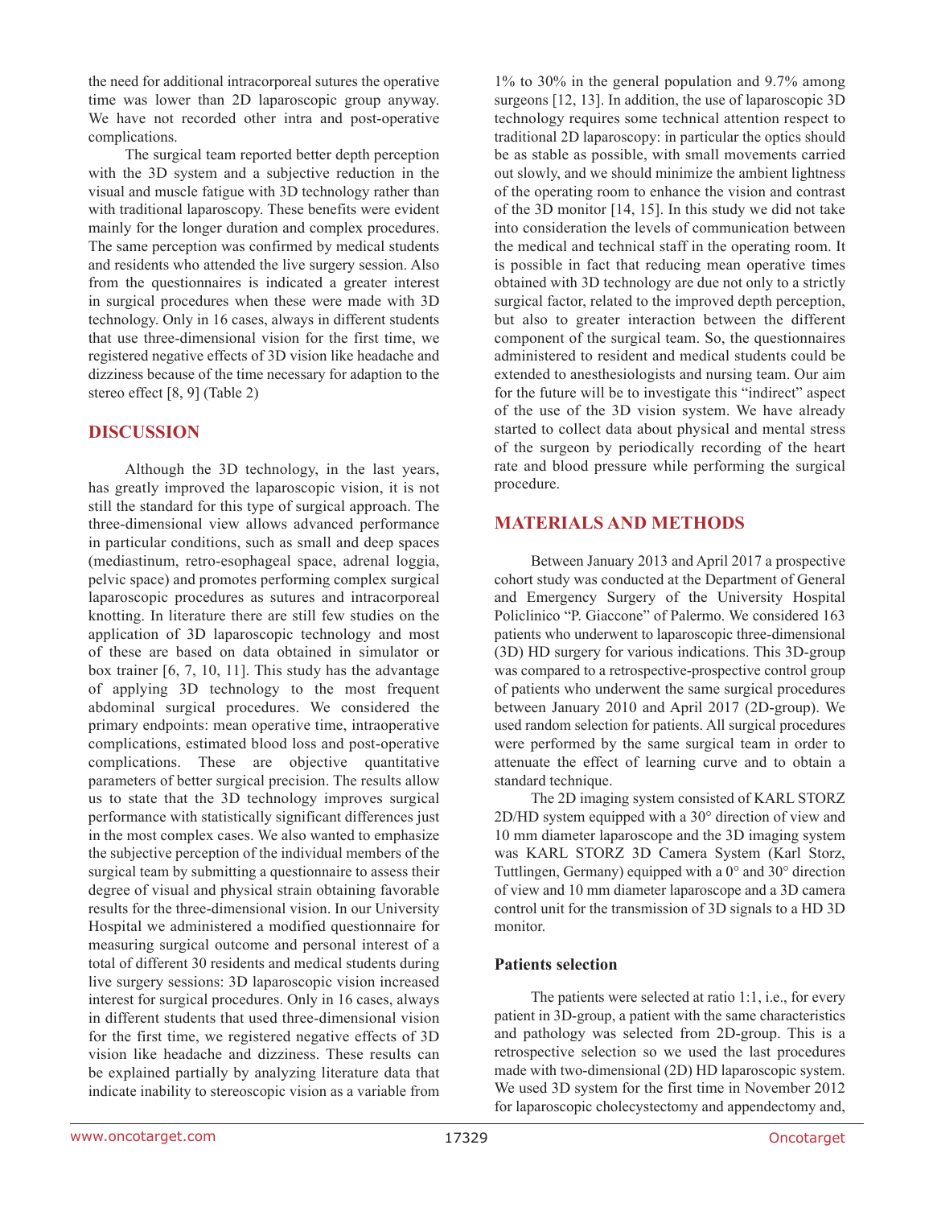the need for additional intracorporeal sutures the operative time was lower than 2D laparoscopic group anyway. We have not recorded other intra and post-operative complications.

The surgical team reported better depth perception with the 3D system and a subjective reduction in the visual and muscle fatigue with 3D technology rather than with traditional laparoscopy. These benefits were evident mainly for the longer duration and complex procedures. The same perception was confirmed by medical students and residents who attended the live surgery session. Also from the questionnaires is indicated a greater interest in surgical procedures when these were made with 3D technology. Only in 16 cases, always in different students that use three-dimensional vision for the first time, we registered negative effects of 3D vision like headache and dizziness because of the time necessary for adaption to the stereo effect [8, 9] (Table 2)

## DISCUSSION

Although the 3D technology, in the last years, has greatly improved the laparoscopic vision, it is not still the standard for this type of surgical approach. The three-dimensional view allows advanced performance in particular conditions, such as small and deep spaces (mediastinum, retro-esophageal space, adrenal loggia, pelvic space) and promotes performing complex surgical laparoscopic procedures as sutures and intracorporeal knotting. In literature there are still few studies on the application of 3D laparoscopic technology and most of these are based on data obtained in simulator or box trainer [6, 7, 10, 11]. This study has the advantage of applying 3D technology to the most frequent abdominal surgical procedures. We considered the primary endpoints: mean operative time, intraoperative complications, estimated blood loss and post-operative complications. These are objective quantitative parameters of better surgical precision. The results allow us to state that the 3D technology improves surgical performance with statistically significant differences just in the most complex cases. We also wanted to emphasize the subjective perception of the individual members of the surgical team by submitting a questionnaire to assess their degree of visual and physical strain obtaining favorable results for the three-dimensional vision. In our University Hospital we administered a modified questionnaire for measuring surgical outcome and personal interest of a total of different 30 residents and medical students during live surgery sessions: 3D laparoscopic vision increased interest for surgical procedures. Only in 16 cases, always in different students that used three-dimensional vision for the first time, we registered negative effects of 3D vision like headache and dizziness. These results can be explained partially by analyzing literature data that indicate inability to stereoscopic vision as a variable from 1% to 30% in the general population and 9.7% among surgeons [12, 13]. In addition, the use of laparoscopic 3D technology requires some technical attention respect to traditional 2D laparoscopy: in particular the optics should be as stable as possible, with small movements carried out slowly, and we should minimize the ambient lightness of the operating room to enhance the vision and contrast of the 3D monitor [14, 15]. In this study we did not take into consideration the levels of communication between the medical and technical staff in the operating room. It is possible in fact that reducing mean operative times obtained with 3D technology are due not only to a strictly surgical factor, related to the improved depth perception, but also to greater interaction between the different component of the surgical team. So, the questionnaires administered to resident and medical students could be extended to anesthesiologists and nursing team. Our aim for the future will be to investigate this "indirect" aspect of the use of the 3D vision system. We have already started to collect data about physical and mental stress of the surgeon by periodically recording of the heart rate and blood pressure while performing the surgical procedure.

## MATERIALS AND METHODS

Between January 2013 and April 2017 a prospective cohort study was conducted at the Department of General and Emergency Surgery of the University Hospital Policlinico "P. Giaccone" of Palermo. We considered 163 patients who underwent to laparoscopic three-dimensional (3D) HD surgery for various indications. This 3D-group was compared to a retrospective-prospective control group of patients who underwent the same surgical procedures between January 2010 and April 2017 (2D-group). We used random selection for patients. All surgical procedures were performed by the same surgical team in order to attenuate the effect of learning curve and to obtain a standard technique.

The 2D imaging system consisted of KARL STORZ 2D/HD system equipped with a 30° direction of view and 10 mm diameter laparoscope and the 3D imaging system was KARL STORZ 3D Camera System (Karl Storz, Tuttlingen, Germany) equipped with a 0° and 30° direction of view and 10 mm diameter laparoscope and a 3D camera control unit for the transmission of 3D signals to a HD 3D monitor.

### Patients selection

The patients were selected at ratio 1:1, i.e., for every patient in 3D-group, a patient with the same characteristics and pathology was selected from 2D-group. This is a retrospective selection so we used the last procedures made with two-dimensional (2D) HD laparoscopic system. We used 3D system for the first time in November 2012 for laparoscopic cholecystectomy and appendectomy and,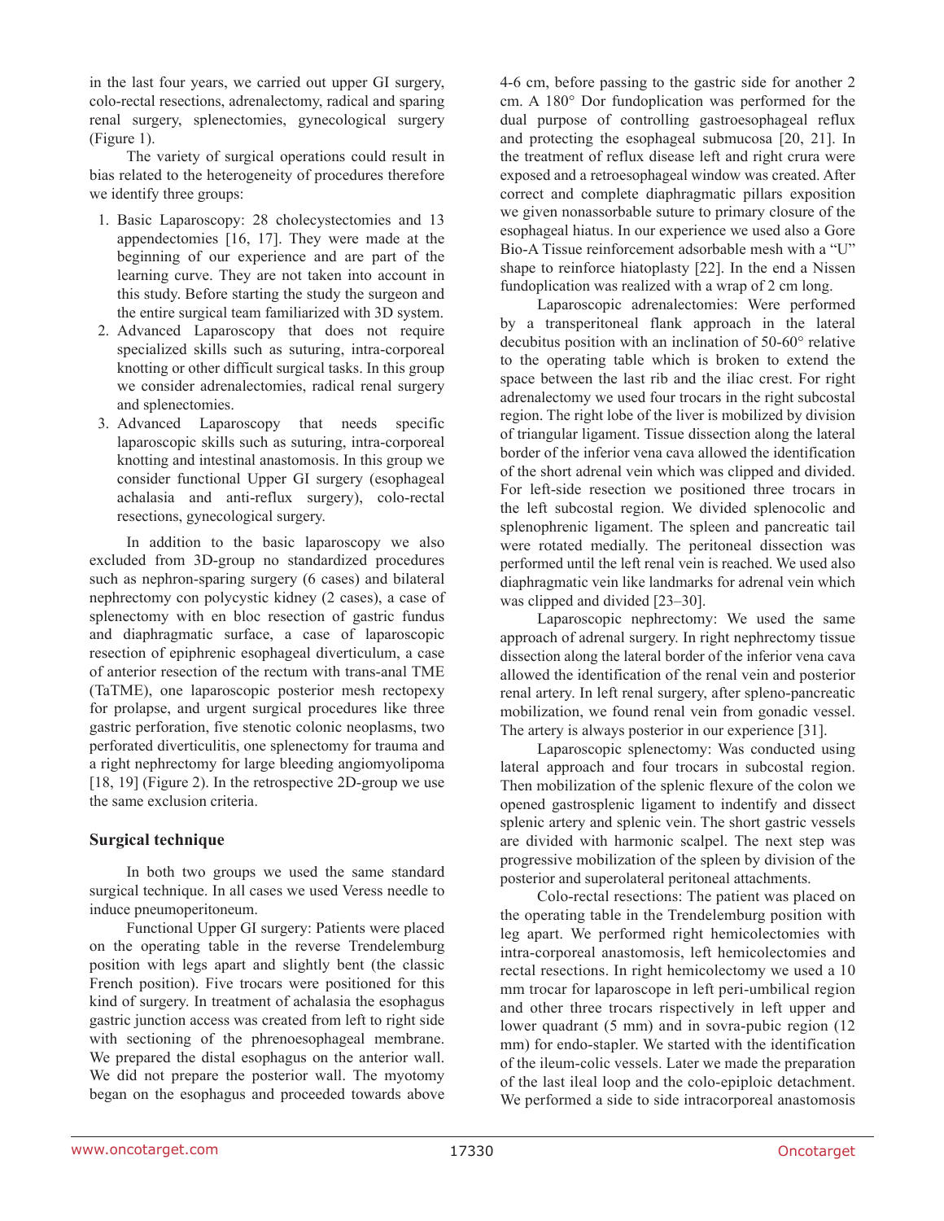in the last four years, we carried out upper GI surgery, colo-rectal resections, adrenalectomy, radical and sparing renal surgery, splenectomies, gynecological surgery (Figure 1).

The variety of surgical operations could result in bias related to the heterogeneity of procedures therefore we identify three groups:

1. Basic Laparoscopy: 28 cholecystectomies and 13 appendectomies [16, 17]. They were made at the beginning of our experience and are part of the learning curve. They are not taken into account in this study. Before starting the study the surgeon and the entire surgical team familiarized with 3D system.
2. Advanced Laparoscopy that does not require specialized skills such as suturing, intra-corporeal knotting or other difficult surgical tasks. In this group we consider adrenalectomies, radical renal surgery and splenectomies.
3. Advanced Laparoscopy that needs specific laparoscopic skills such as suturing, intra-corporeal knotting and intestinal anastomosis. In this group we consider functional Upper GI surgery (esophageal achalasia and anti-reflux surgery), colo-rectal resections, gynecological surgery.

In addition to the basic laparoscopy we also excluded from 3D-group no standardized procedures such as nephron-sparing surgery (6 cases) and bilateral nephrectomy con polycystic kidney (2 cases), a case of splenectomy with en bloc resection of gastric fundus and diaphragmatic surface, a case of laparoscopic resection of epiphrenic esophageal diverticulum, a case of anterior resection of the rectum with trans-anal TME (TaTME), one laparoscopic posterior mesh rectopexy for prolapse, and urgent surgical procedures like three gastric perforation, five stenotic colonic neoplasms, two perforated diverticulitis, one splenectomy for trauma and a right nephrectomy for large bleeding angiomyolipoma [18, 19] (Figure 2). In the retrospective 2D-group we use the same exclusion criteria.

## Surgical technique

In both two groups we used the same standard surgical technique. In all cases we used Veress needle to induce pneumoperitoneum.

Functional Upper GI surgery: Patients were placed on the operating table in the reverse Trendelemburg position with legs apart and slightly bent (the classic French position). Five trocars were positioned for this kind of surgery. In treatment of achalasia the esophagus gastric junction access was created from left to right side with sectioning of the phrenoesophageal membrane. We prepared the distal esophagus on the anterior wall. We did not prepare the posterior wall. The myotomy began on the esophagus and proceeded towards above 4-6 cm, before passing to the gastric side for another 2 cm. A 180° Dor fundoplication was performed for the dual purpose of controlling gastroesophageal reflux and protecting the esophageal submucosa [20, 21]. In the treatment of reflux disease left and right crura were exposed and a retroesophageal window was created. After correct and complete diaphragmatic pillars exposition we given nonassorbable suture to primary closure of the esophageal hiatus. In our experience we used also a Gore Bio-A Tissue reinforcement adsorbable mesh with a "U" shape to reinforce hiatoplasty [22]. In the end a Nissen fundoplication was realized with a wrap of 2 cm long.

Laparoscopic adrenalectomies: Were performed by a transperitoneal flank approach in the lateral decubitus position with an inclination of 50-60° relative to the operating table which is broken to extend the space between the last rib and the iliac crest. For right adrenalectomy we used four trocars in the right subcostal region. The right lobe of the liver is mobilized by division of triangular ligament. Tissue dissection along the lateral border of the inferior vena cava allowed the identification of the short adrenal vein which was clipped and divided. For left-side resection we positioned three trocars in the left subcostal region. We divided splenocolic and splenophrenic ligament. The spleen and pancreatic tail were rotated medially. The peritoneal dissection was performed until the left renal vein is reached. We used also diaphragmatic vein like landmarks for adrenal vein which was clipped and divided [23–30].

Laparoscopic nephrectomy: We used the same approach of adrenal surgery. In right nephrectomy tissue dissection along the lateral border of the inferior vena cava allowed the identification of the renal vein and posterior renal artery. In left renal surgery, after spleno-pancreatic mobilization, we found renal vein from gonadic vessel. The artery is always posterior in our experience [31].

Laparoscopic splenectomy: Was conducted using lateral approach and four trocars in subcostal region. Then mobilization of the splenic flexure of the colon we opened gastrosplenic ligament to indentify and dissect splenic artery and splenic vein. The short gastric vessels are divided with harmonic scalpel. The next step was progressive mobilization of the spleen by division of the posterior and superolateral peritoneal attachments.

Colo-rectal resections: The patient was placed on the operating table in the Trendelemburg position with leg apart. We performed right hemicolectomies with intra-corporeal anastomosis, left hemicolectomies and rectal resections. In right hemicolectomy we used a 10 mm trocar for laparoscope in left peri-umbilical region and other three trocars rispectively in left upper and lower quadrant (5 mm) and in sovra-pubic region (12 mm) for endo-stapler. We started with the identification of the ileum-colic vessels. Later we made the preparation of the last ileal loop and the colo-epiploic detachment. We performed a side to side intracorporeal anastomosis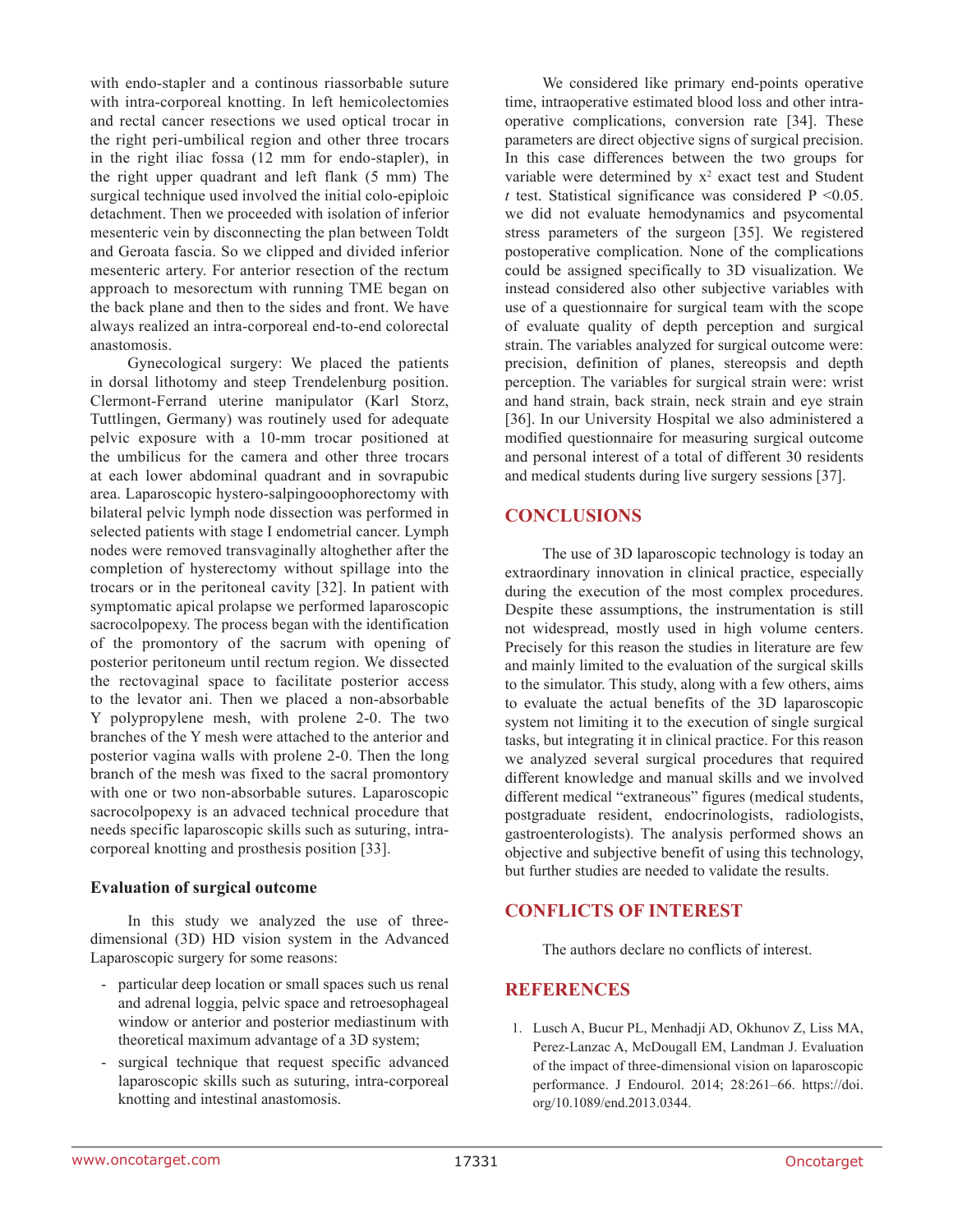with endo-stapler and a continous riassorbable suture with intra-corporeal knotting. In left hemicolectomies and rectal cancer resections we used optical trocar in the right peri-umbilical region and other three trocars in the right iliac fossa (12 mm for endo-stapler), in the right upper quadrant and left flank (5 mm) The surgical technique used involved the initial colo-epiploic detachment. Then we proceeded with isolation of inferior mesenteric vein by disconnecting the plan between Toldt and Geroata fascia. So we clipped and divided inferior mesenteric artery. For anterior resection of the rectum approach to mesorectum with running TME began on the back plane and then to the sides and front. We have always realized an intra-corporeal end-to-end colorectal anastomosis.

Gynecological surgery: We placed the patients in dorsal lithotomy and steep Trendelenburg position. Clermont-Ferrand uterine manipulator (Karl Storz, Tuttlingen, Germany) was routinely used for adequate pelvic exposure with a 10-mm trocar positioned at the umbilicus for the camera and other three trocars at each lower abdominal quadrant and in sovrapubic area. Laparoscopic hystero-salpingooophorectomy with bilateral pelvic lymph node dissection was performed in selected patients with stage I endometrial cancer. Lymph nodes were removed transvaginally altoghether after the completion of hysterectomy without spillage into the trocars or in the peritoneal cavity [32]. In patient with symptomatic apical prolapse we performed laparoscopic sacrocolpopexy. The process began with the identification of the promontory of the sacrum with opening of posterior peritoneum until rectum region. We dissected the rectovaginal space to facilitate posterior access to the levator ani. Then we placed a non-absorbable Y polypropylene mesh, with prolene 2-0. The two branches of the Y mesh were attached to the anterior and posterior vagina walls with prolene 2-0. Then the long branch of the mesh was fixed to the sacral promontory with one or two non-absorbable sutures. Laparoscopic sacrocolpopexy is an advaced technical procedure that needs specific laparoscopic skills such as suturing, intra-corporeal knotting and prosthesis position [33].

### Evaluation of surgical outcome

In this study we analyzed the use of three-dimensional (3D) HD vision system in the Advanced Laparoscopic surgery for some reasons:

- particular deep location or small spaces such us renal and adrenal loggia, pelvic space and retroesophageal window or anterior and posterior mediastinum with theoretical maximum advantage of a 3D system;
- surgical technique that request specific advanced laparoscopic skills such as suturing, intra-corporeal knotting and intestinal anastomosis.

We considered like primary end-points operative time, intraoperative estimated blood loss and other intra-operative complications, conversion rate [34]. These parameters are direct objective signs of surgical precision. In this case differences between the two groups for variable were determined by $x^2$ exact test and Student *t* test. Statistical significance was considered $P < 0.05$. we did not evaluate hemodynamics and psycomental stress parameters of the surgeon [35]. We registered postoperative complication. None of the complications could be assigned specifically to 3D visualization. We instead considered also other subjective variables with use of a questionnaire for surgical team with the scope of evaluate quality of depth perception and surgical strain. The variables analyzed for surgical outcome were: precision, definition of planes, stereopsis and depth perception. The variables for surgical strain were: wrist and hand strain, back strain, neck strain and eye strain [36]. In our University Hospital we also administered a modified questionnaire for measuring surgical outcome and personal interest of a total of different 30 residents and medical students during live surgery sessions [37].

## CONCLUSIONS

The use of 3D laparoscopic technology is today an extraordinary innovation in clinical practice, especially during the execution of the most complex procedures. Despite these assumptions, the instrumentation is still not widespread, mostly used in high volume centers. Precisely for this reason the studies in literature are few and mainly limited to the evaluation of the surgical skills to the simulator. This study, along with a few others, aims to evaluate the actual benefits of the 3D laparoscopic system not limiting it to the execution of single surgical tasks, but integrating it in clinical practice. For this reason we analyzed several surgical procedures that required different knowledge and manual skills and we involved different medical "extraneous" figures (medical students, postgraduate resident, endocrinologists, radiologists, gastroenterologists). The analysis performed shows an objective and subjective benefit of using this technology, but further studies are needed to validate the results.

## CONFLICTS OF INTEREST

The authors declare no conflicts of interest.

## REFERENCES

1. Lusch A, Bucur PL, Menhadji AD, Okhunov Z, Liss MA, Perez-Lanzac A, McDougall EM, Landman J. Evaluation of the impact of three-dimensional vision on laparoscopic performance. J Endourol. 2014; 28:261–66. https://doi.org/10.1089/end.2013.0344.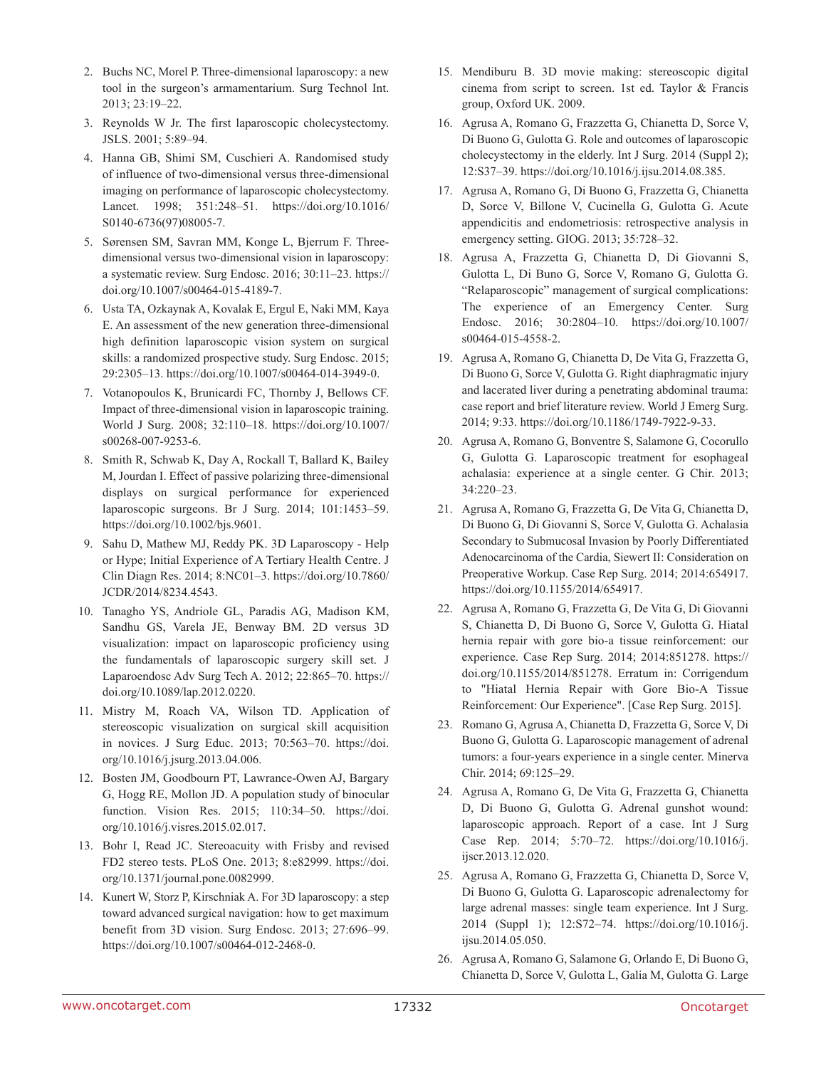2. Buchs NC, Morel P. Three-dimensional laparoscopy: a new tool in the surgeon's armamentarium. Surg Technol Int. 2013; 23:19–22.
3. Reynolds W Jr. The first laparoscopic cholecystectomy. JSLS. 2001; 5:89–94.
4. Hanna GB, Shimi SM, Cuschieri A. Randomised study of influence of two-dimensional versus three-dimensional imaging on performance of laparoscopic cholecystectomy. Lancet. 1998; 351:248–51. https://doi.org/10.1016/S0140-6736(97)08005-7.
5. Sørensen SM, Savran MM, Konge L, Bjerrum F. Three-dimensional versus two-dimensional vision in laparoscopy: a systematic review. Surg Endosc. 2016; 30:11–23. https://doi.org/10.1007/s00464-015-4189-7.
6. Usta TA, Ozkaynak A, Kovalak E, Ergul E, Naki MM, Kaya E. An assessment of the new generation three-dimensional high definition laparoscopic vision system on surgical skills: a randomized prospective study. Surg Endosc. 2015; 29:2305–13. https://doi.org/10.1007/s00464-014-3949-0.
7. Votanopoulos K, Brunicardi FC, Thornby J, Bellows CF. Impact of three-dimensional vision in laparoscopic training. World J Surg. 2008; 32:110–18. https://doi.org/10.1007/s00268-007-9253-6.
8. Smith R, Schwab K, Day A, Rockall T, Ballard K, Bailey M, Jourdan I. Effect of passive polarizing three-dimensional displays on surgical performance for experienced laparoscopic surgeons. Br J Surg. 2014; 101:1453–59. https://doi.org/10.1002/bjs.9601.
9. Sahu D, Mathew MJ, Reddy PK. 3D Laparoscopy - Help or Hype; Initial Experience of A Tertiary Health Centre. J Clin Diagn Res. 2014; 8:NC01–3. https://doi.org/10.7860/JCDR/2014/8234.4543.
10. Tanagho YS, Andriole GL, Paradis AG, Madison KM, Sandhu GS, Varela JE, Benway BM. 2D versus 3D visualization: impact on laparoscopic proficiency using the fundamentals of laparoscopic surgery skill set. J Laparoendosc Adv Surg Tech A. 2012; 22:865–70. https://doi.org/10.1089/lap.2012.0220.
11. Mistry M, Roach VA, Wilson TD. Application of stereoscopic visualization on surgical skill acquisition in novices. J Surg Educ. 2013; 70:563–70. https://doi.org/10.1016/j.jsurg.2013.04.006.
12. Bosten JM, Goodbourn PT, Lawrance-Owen AJ, Bargary G, Hogg RE, Mollon JD. A population study of binocular function. Vision Res. 2015; 110:34–50. https://doi.org/10.1016/j.visres.2015.02.017.
13. Bohr I, Read JC. Stereoacuity with Frisby and revised FD2 stereo tests. PLoS One. 2013; 8:e82999. https://doi.org/10.1371/journal.pone.0082999.
14. Kunert W, Storz P, Kirschniak A. For 3D laparoscopy: a step toward advanced surgical navigation: how to get maximum benefit from 3D vision. Surg Endosc. 2013; 27:696–99. https://doi.org/10.1007/s00464-012-2468-0.
15. Mendiburu B. 3D movie making: stereoscopic digital cinema from script to screen. 1st ed. Taylor & Francis group, Oxford UK. 2009.
16. Agrusa A, Romano G, Frazzetta G, Chianetta D, Sorce V, Di Buono G, Gulotta G. Role and outcomes of laparoscopic cholecystectomy in the elderly. Int J Surg. 2014 (Suppl 2); 12:S37–39. https://doi.org/10.1016/j.ijsu.2014.08.385.
17. Agrusa A, Romano G, Di Buono G, Frazzetta G, Chianetta D, Sorce V, Billone V, Cucinella G, Gulotta G. Acute appendicitis and endometriosis: retrospective analysis in emergency setting. GIOG. 2013; 35:728–32.
18. Agrusa A, Frazzetta G, Chianetta D, Di Giovanni S, Gulotta L, Di Buno G, Sorce V, Romano G, Gulotta G. "Relaparoscopic" management of surgical complications: The experience of an Emergency Center. Surg Endosc. 2016; 30:2804–10. https://doi.org/10.1007/s00464-015-4558-2.
19. Agrusa A, Romano G, Chianetta D, De Vita G, Frazzetta G, Di Buono G, Sorce V, Gulotta G. Right diaphragmatic injury and lacerated liver during a penetrating abdominal trauma: case report and brief literature review. World J Emerg Surg. 2014; 9:33. https://doi.org/10.1186/1749-7922-9-33.
20. Agrusa A, Romano G, Bonventre S, Salamone G, Cocorullo G, Gulotta G. Laparoscopic treatment for esophageal achalasia: experience at a single center. G Chir. 2013; 34:220–23.
21. Agrusa A, Romano G, Frazzetta G, De Vita G, Chianetta D, Di Buono G, Di Giovanni S, Sorce V, Gulotta G. Achalasia Secondary to Submucosal Invasion by Poorly Differentiated Adenocarcinoma of the Cardia, Siewert II: Consideration on Preoperative Workup. Case Rep Surg. 2014; 2014:654917. https://doi.org/10.1155/2014/654917.
22. Agrusa A, Romano G, Frazzetta G, De Vita G, Di Giovanni S, Chianetta D, Di Buono G, Sorce V, Gulotta G. Hiatal hernia repair with gore bio-a tissue reinforcement: our experience. Case Rep Surg. 2014; 2014:851278. https://doi.org/10.1155/2014/851278. Erratum in: Corrigendum to "Hiatal Hernia Repair with Gore Bio-A Tissue Reinforcement: Our Experience". [Case Rep Surg. 2015].
23. Romano G, Agrusa A, Chianetta D, Frazzetta G, Sorce V, Di Buono G, Gulotta G. Laparoscopic management of adrenal tumors: a four-years experience in a single center. Minerva Chir. 2014; 69:125–29.
24. Agrusa A, Romano G, De Vita G, Frazzetta G, Chianetta D, Di Buono G, Gulotta G. Adrenal gunshot wound: laparoscopic approach. Report of a case. Int J Surg Case Rep. 2014; 5:70–72. https://doi.org/10.1016/j.ijscr.2013.12.020.
25. Agrusa A, Romano G, Frazzetta G, Chianetta D, Sorce V, Di Buono G, Gulotta G. Laparoscopic adrenalectomy for large adrenal masses: single team experience. Int J Surg. 2014 (Suppl 1); 12:S72–74. https://doi.org/10.1016/j.ijsu.2014.05.050.
26. Agrusa A, Romano G, Salamone G, Orlando E, Di Buono G, Chianetta D, Sorce V, Gulotta L, Galia M, Gulotta G. Large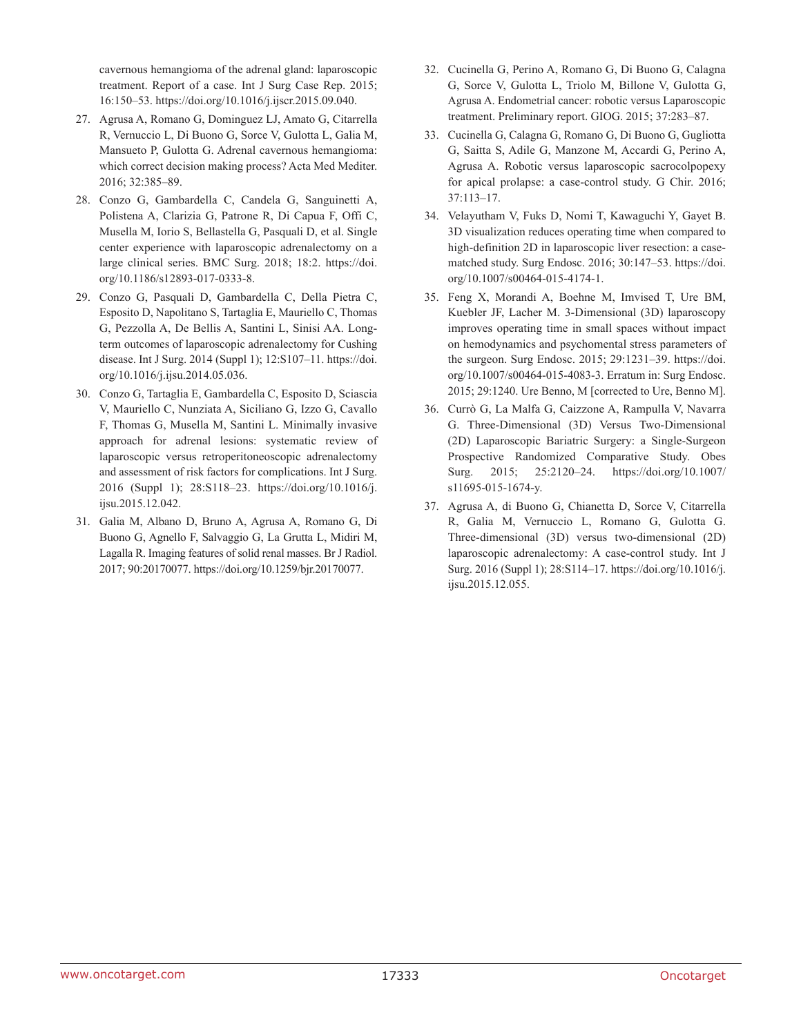cavernous hemangioma of the adrenal gland: laparoscopic treatment. Report of a case. Int J Surg Case Rep. 2015; 16:150–53. https://doi.org/10.1016/j.ijscr.2015.09.040.

27. Agrusa A, Romano G, Dominguez LJ, Amato G, Citarrella R, Vernuccio L, Di Buono G, Sorce V, Gulotta L, Galia M, Mansueto P, Gulotta G. Adrenal cavernous hemangioma: which correct decision making process? Acta Med Mediter. 2016; 32:385–89.

28. Conzo G, Gambardella C, Candela G, Sanguinetti A, Polistena A, Clarizia G, Patrone R, Di Capua F, Offi C, Musella M, Iorio S, Bellastella G, Pasquali D, et al. Single center experience with laparoscopic adrenalectomy on a large clinical series. BMC Surg. 2018; 18:2. https://doi.org/10.1186/s12893-017-0333-8.

29. Conzo G, Pasquali D, Gambardella C, Della Pietra C, Esposito D, Napolitano S, Tartaglia E, Mauriello C, Thomas G, Pezzolla A, De Bellis A, Santini L, Sinisi AA. Long-term outcomes of laparoscopic adrenalectomy for Cushing disease. Int J Surg. 2014 (Suppl 1); 12:S107–11. https://doi.org/10.1016/j.ijsu.2014.05.036.

30. Conzo G, Tartaglia E, Gambardella C, Esposito D, Sciascia V, Mauriello C, Nunziata A, Siciliano G, Izzo G, Cavallo F, Thomas G, Musella M, Santini L. Minimally invasive approach for adrenal lesions: systematic review of laparoscopic versus retroperitoneoscopic adrenalectomy and assessment of risk factors for complications. Int J Surg. 2016 (Suppl 1); 28:S118–23. https://doi.org/10.1016/j.ijsu.2015.12.042.

31. Galia M, Albano D, Bruno A, Agrusa A, Romano G, Di Buono G, Agnello F, Salvaggio G, La Grutta L, Midiri M, Lagalla R. Imaging features of solid renal masses. Br J Radiol. 2017; 90:20170077. https://doi.org/10.1259/bjr.20170077.

32. Cucinella G, Perino A, Romano G, Di Buono G, Calagna G, Sorce V, Gulotta L, Triolo M, Billone V, Gulotta G, Agrusa A. Endometrial cancer: robotic versus Laparoscopic treatment. Preliminary report. GIOG. 2015; 37:283–87.

33. Cucinella G, Calagna G, Romano G, Di Buono G, Gugliotta G, Saitta S, Adile G, Manzone M, Accardi G, Perino A, Agrusa A. Robotic versus laparoscopic sacrocolpopexy for apical prolapse: a case-control study. G Chir. 2016; 37:113–17.

34. Velayutham V, Fuks D, Nomi T, Kawaguchi Y, Gayet B. 3D visualization reduces operating time when compared to high-definition 2D in laparoscopic liver resection: a case-matched study. Surg Endosc. 2016; 30:147–53. https://doi.org/10.1007/s00464-015-4174-1.

35. Feng X, Morandi A, Boehne M, Imvised T, Ure BM, Kuebler JF, Lacher M. 3-Dimensional (3D) laparoscopy improves operating time in small spaces without impact on hemodynamics and psychomental stress parameters of the surgeon. Surg Endosc. 2015; 29:1231–39. https://doi.org/10.1007/s00464-015-4083-3. Erratum in: Surg Endosc. 2015; 29:1240. Ure Benno, M [corrected to Ure, Benno M].

36. Currò G, La Malfa G, Caizzone A, Rampulla V, Navarra G. Three-Dimensional (3D) Versus Two-Dimensional (2D) Laparoscopic Bariatric Surgery: a Single-Surgeon Prospective Randomized Comparative Study. Obes Surg. 2015; 25:2120–24. https://doi.org/10.1007/s11695-015-1674-y.

37. Agrusa A, di Buono G, Chianetta D, Sorce V, Citarrella R, Galia M, Vernuccio L, Romano G, Gulotta G. Three-dimensional (3D) versus two-dimensional (2D) laparoscopic adrenalectomy: A case-control study. Int J Surg. 2016 (Suppl 1); 28:S114–17. https://doi.org/10.1016/j.ijsu.2015.12.055.